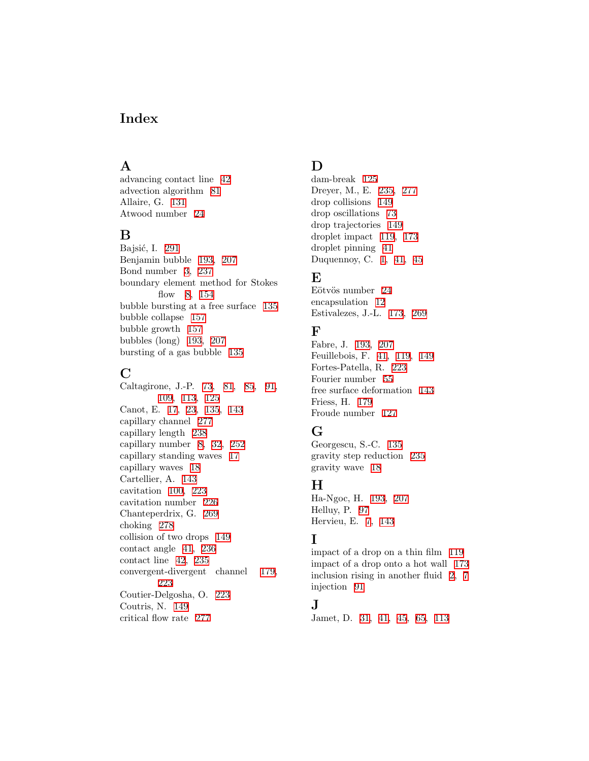# Index

## A

advancing contact line 42
advection algorithm 81
Allaire, G. 131
Atwood number 24

## B

Bajsić, I. 291
Benjamin bubble 193, 207
Bond number 3, 237
boundary element method for Stokes flow 8, 154
bubble bursting at a free surface 135
bubble collapse 157
bubble growth 157
bubbles (long) 193, 207
bursting of a gas bubble 135

## C

Caltagirone, J.-P. 73, 81, 85, 91, 109, 113, 125
Canot, E. 17, 23, 135, 143
capillary channel 277
capillary length 238
capillary number 8, 32, 252
capillary standing waves 17
capillary waves 18
Cartellier, A. 143
cavitation 100, 223
cavitation number 226
Chanteperdrix, G. 269
choking 278
collision of two drops 149
contact angle 41, 236
contact line 42, 235
convergent-divergent channel 179, 223
Coutier-Delgosha, O. 223
Coutris, N. 149
critical flow rate 277

## D

dam-break 125
Dreyer, M., E. 235, 277
drop collisions 149
drop oscillations 73
drop trajectories 149
droplet impact 119, 173
droplet pinning 41
Duquennoy, C. 1, 41, 45

## E

Eötvös number 24
encapsulation 12
Estivalezes, J.-L. 173, 269

## F

Fabre, J. 193, 207
Feuillebois, F. 41, 119, 149
Fortes-Patella, R. 223
Fourier number 55
free surface deformation 143
Friess, H. 179
Froude number 127

## G

Georgescu, S.-C. 135
gravity step reduction 235
gravity wave 18

## H

Ha-Ngoc, H. 193, 207
Helluy, P. 97
Hervieu, E. 7, 143

## I

impact of a drop on a thin film 119
impact of a drop onto a hot wall 173
inclusion rising in another fluid 2, 7
injection 91

## J

Jamet, D. 31, 41, 45, 65, 113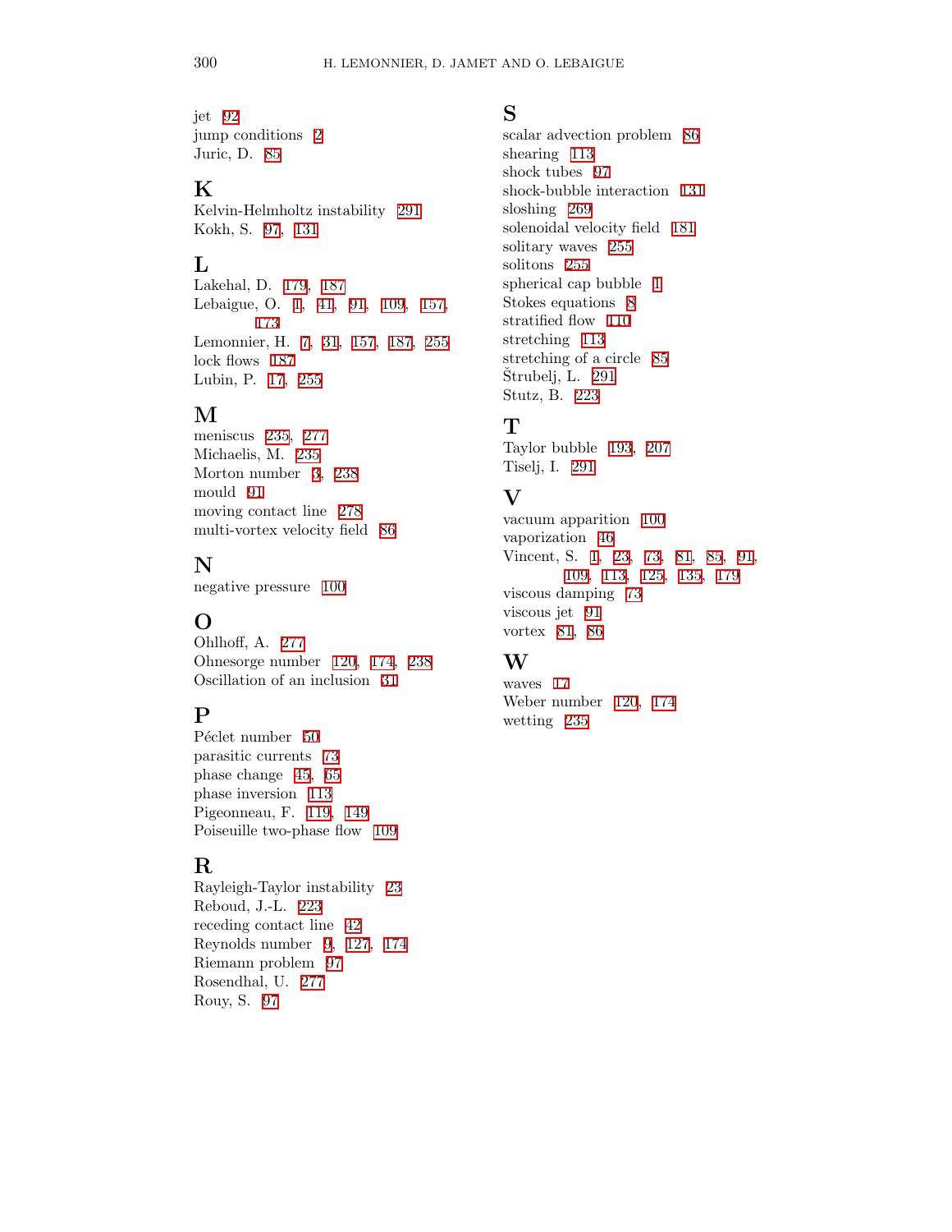jet 92
jump conditions 2
Juric, D. 85

## K

Kelvin-Helmholtz instability 291
Kokh, S. 97, 131

## L

Lakehal, D. 179, 187
Lebaigue, O. 1, 41, 91, 109, 157, 173
Lemonnier, H. 7, 31, 157, 187, 255
lock flows 187
Lubin, P. 17, 255

## M

meniscus 235, 277
Michaelis, M. 235
Morton number 3, 238
mould 91
moving contact line 278
multi-vortex velocity field 86

## N

negative pressure 100

## O

Ohlhoff, A. 277
Ohnesorge number 120, 174, 238
Oscillation of an inclusion 31

## P

Péclet number 50
parasitic currents 73
phase change 45, 65
phase inversion 113
Pigeonneau, F. 119, 149
Poiseuille two-phase flow 109

## R

Rayleigh-Taylor instability 23
Reboud, J.-L. 223
receding contact line 42
Reynolds number 9, 127, 174
Riemann problem 97
Rosendhal, U. 277
Rouy, S. 97

## S

scalar advection problem 86
shearing 113
shock tubes 97
shock-bubble interaction 131
sloshing 269
solenoidal velocity field 181
solitary waves 255
solitons 255
spherical cap bubble 1
Stokes equations 8
stratified flow 110
stretching 113
stretching of a circle 85
Štrubelj, L. 291
Stutz, B. 223

## T

Taylor bubble 193, 207
Tiselj, I. 291

## V

vacuum apparition 100
vaporization 46
Vincent, S. 1, 23, 73, 81, 85, 91, 109, 113, 125, 135, 179
viscous damping 73
viscous jet 91
vortex 81, 86

## W

waves 17
Weber number 120, 174
wetting 235